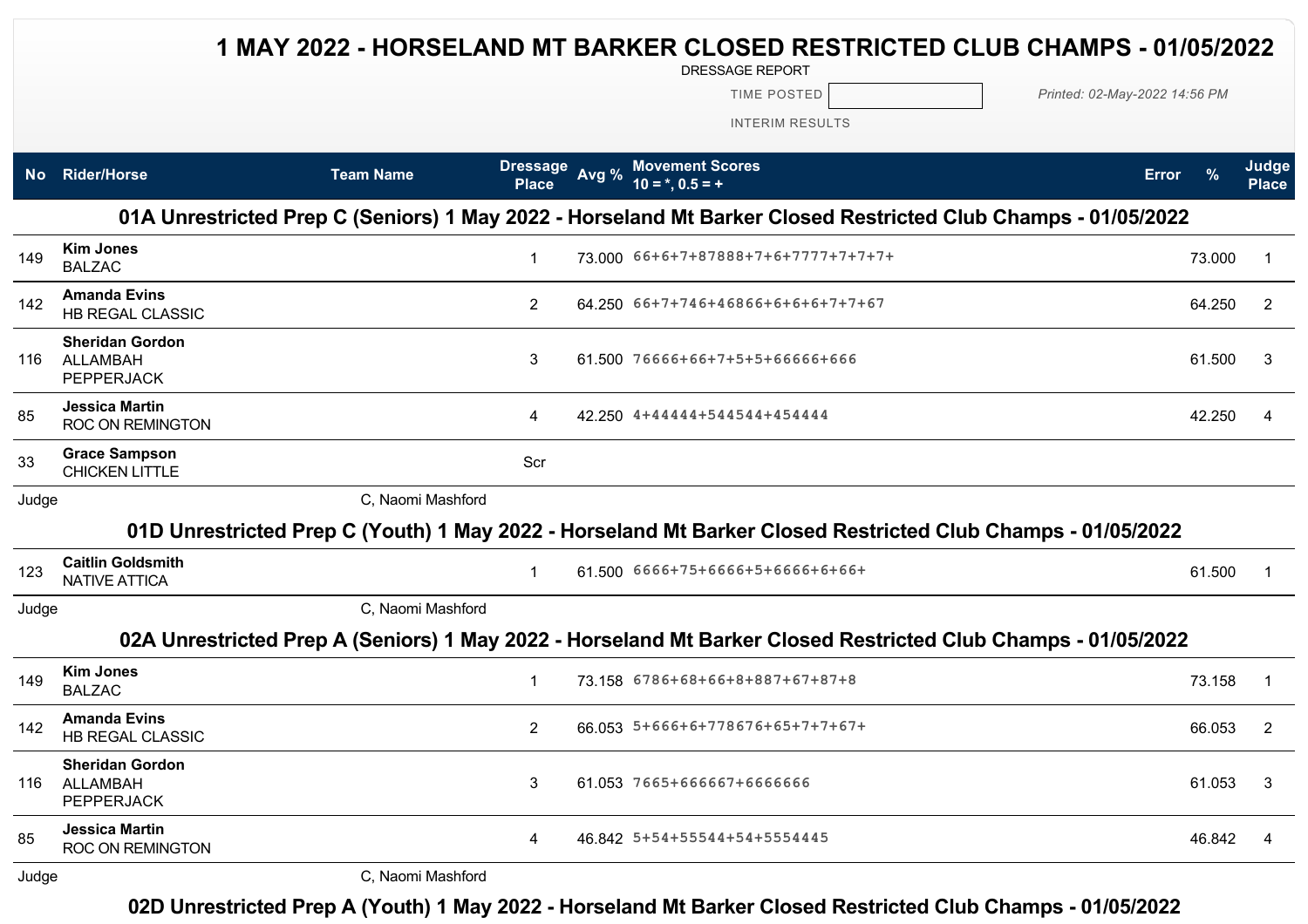# 1 MAY 2022 - HORSELAND MT BARKER CLOSED RESTRICTED CLUB CHAMPS - 01/05/2022

DRESSAGE REPORT

TIME POSTED

Printed: 02-May-2022 14:56 PM

INTERIM RESULTS

| No | Rider/Horse | Team Name | Dressage Place | Avg % | Movement Scores 10 = *, 0.5 = + | Error | % | Judge Place |
|---|---|---|---|---|---|---|---|---|

## 01A Unrestricted Prep C (Seniors) 1 May 2022 - Horseland Mt Barker Closed Restricted Club Champs - 01/05/2022

| No | Rider/Horse | Team Name | Dressage Place | Avg % | Movement Scores 10 = *, 0.5 = + | Error | % | Judge Place |
|---|---|---|---|---|---|---|---|---|
| 149 | **Kim Jones** BALZAC | | 1 | 73.000 | 66+6+7+87888+7+6+7777+7+7+7+ | | 73.000 | 1 |
| 142 | **Amanda Evins** HB REGAL CLASSIC | | 2 | 64.250 | 66+7+746+46866+6+6+6+7+7+67 | | 64.250 | 2 |
| 116 | **Sheridan Gordon** ALLAMBAH PEPPERJACK | | 3 | 61.500 | 76666+66+7+5+5+66666+666 | | 61.500 | 3 |
| 85 | **Jessica Martin** ROC ON REMINGTON | | 4 | 42.250 | 4+44444+544544+454444 | | 42.250 | 4 |
| 33 | **Grace Sampson** CHICKEN LITTLE | | Scr | | | | | |

Judge C, Naomi Mashford

## 01D Unrestricted Prep C (Youth) 1 May 2022 - Horseland Mt Barker Closed Restricted Club Champs - 01/05/2022

| No | Rider/Horse | Team Name | Dressage Place | Avg % | Movement Scores 10 = *, 0.5 = + | Error | % | Judge Place |
|---|---|---|---|---|---|---|---|---|
| 123 | **Caitlin Goldsmith** NATIVE ATTICA | | 1 | 61.500 | 6666+75+6666+5+6666+6+66+ | | 61.500 | 1 |

Judge C, Naomi Mashford

## 02A Unrestricted Prep A (Seniors) 1 May 2022 - Horseland Mt Barker Closed Restricted Club Champs - 01/05/2022

| No | Rider/Horse | Team Name | Dressage Place | Avg % | Movement Scores 10 = *, 0.5 = + | Error | % | Judge Place |
|---|---|---|---|---|---|---|---|---|
| 149 | **Kim Jones** BALZAC | | 1 | 73.158 | 6786+68+66+8+887+67+87+8 | | 73.158 | 1 |
| 142 | **Amanda Evins** HB REGAL CLASSIC | | 2 | 66.053 | 5+666+6+778676+65+7+7+67+ | | 66.053 | 2 |
| 116 | **Sheridan Gordon** ALLAMBAH PEPPERJACK | | 3 | 61.053 | 7665+666667+6666666 | | 61.053 | 3 |
| 85 | **Jessica Martin** ROC ON REMINGTON | | 4 | 46.842 | 5+54+55544+54+5554445 | | 46.842 | 4 |

Judge C, Naomi Mashford

## 02D Unrestricted Prep A (Youth) 1 May 2022 - Horseland Mt Barker Closed Restricted Club Champs - 01/05/2022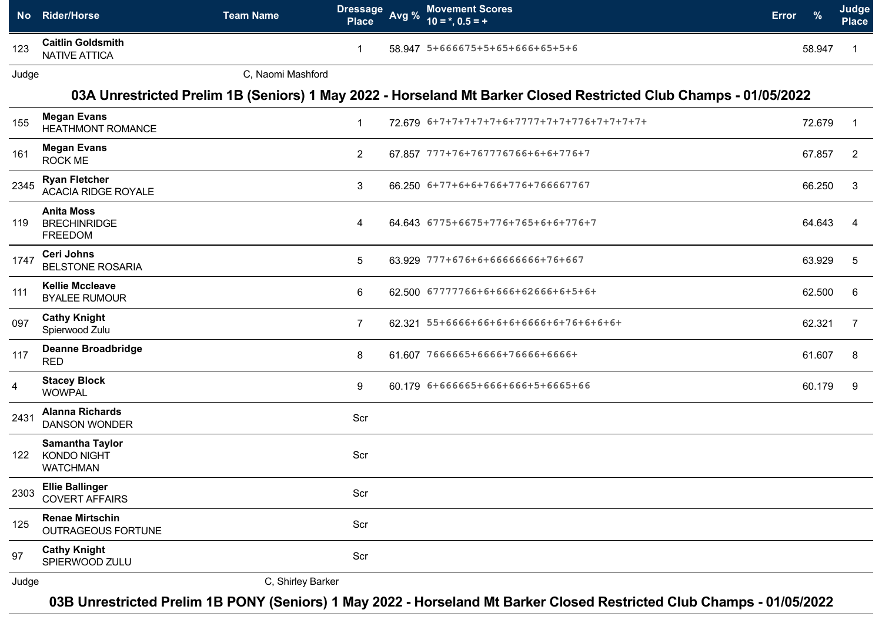| No | Rider/Horse | Team Name | Dressage Place | Avg % | Movement Scores 10 = *, 0.5 = + | Error | % | Judge Place |
|---|---|---|---|---|---|---|---|---|
| 123 | **Caitlin Goldsmith** NATIVE ATTICA | | 1 | 58.947 | 5+666675+5+65+666+65+5+6 | | 58.947 | 1 |

Judge C, Naomi Mashford

## 03A Unrestricted Prelim 1B (Seniors) 1 May 2022 - Horseland Mt Barker Closed Restricted Club Champs - 01/05/2022

| No | Rider/Horse | Team Name | Dressage Place | Avg % | Movement Scores 10 = *, 0.5 = + | Error | % | Judge Place |
|---|---|---|---|---|---|---|---|---|
| 155 | **Megan Evans** HEATHMONT ROMANCE | | 1 | 72.679 | 6+7+7+7+7+7+6+7777+7+7+776+7+7+7+7+ | | 72.679 | 1 |
| 161 | **Megan Evans** ROCK ME | | 2 | 67.857 | 777+76+767776766+6+6+776+7 | | 67.857 | 2 |
| 2345 | **Ryan Fletcher** ACACIA RIDGE ROYALE | | 3 | 66.250 | 6+77+6+6+766+776+766667767 | | 66.250 | 3 |
| 119 | **Anita Moss** BRECHINRIDGE FREEDOM | | 4 | 64.643 | 6775+6675+776+765+6+6+776+7 | | 64.643 | 4 |
| 1747 | **Ceri Johns** BELSTONE ROSARIA | | 5 | 63.929 | 777+676+6+66666666+76+667 | | 63.929 | 5 |
| 111 | **Kellie Mccleave** BYALEE RUMOUR | | 6 | 62.500 | 67777766+6+666+62666+6+5+6+ | | 62.500 | 6 |
| 097 | **Cathy Knight** Spierwood Zulu | | 7 | 62.321 | 55+6666+66+6+6+6666+6+76+6+6+6+ | | 62.321 | 7 |
| 117 | **Deanne Broadbridge** RED | | 8 | 61.607 | 7666665+6666+76666+6666+ | | 61.607 | 8 |
| 4 | **Stacey Block** WOWPAL | | 9 | 60.179 | 6+666665+666+666+5+6665+66 | | 60.179 | 9 |
| 2431 | **Alanna Richards** DANSON WONDER | | Scr | | | | | |
| 122 | **Samantha Taylor** KONDO NIGHT WATCHMAN | | Scr | | | | | |
| 2303 | **Ellie Ballinger** COVERT AFFAIRS | | Scr | | | | | |
| 125 | **Renae Mirtschin** OUTRAGEOUS FORTUNE | | Scr | | | | | |
| 97 | **Cathy Knight** SPIERWOOD ZULU | | Scr | | | | | |

Judge C, Shirley Barker

## 03B Unrestricted Prelim 1B PONY (Seniors) 1 May 2022 - Horseland Mt Barker Closed Restricted Club Champs - 01/05/2022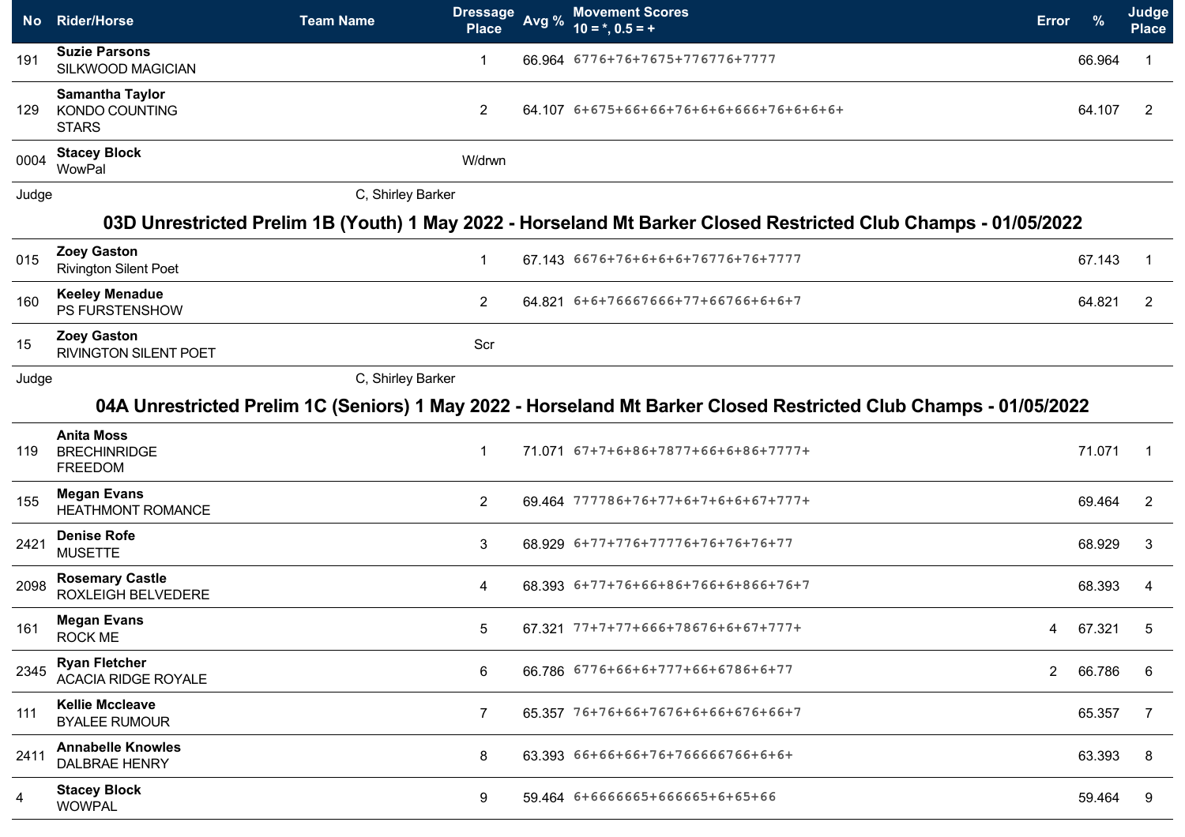| No | Rider/Horse | Team Name | Dressage Place | Avg % | Movement Scores 10 = *, 0.5 = + | Error | % | Judge Place |
|---|---|---|---|---|---|---|---|---|
| 191 | **Suzie Parsons** SILKWOOD MAGICIAN | | 1 | 66.964 | 6776+76+7675+776776+7777 | | 66.964 | 1 |
| 129 | **Samantha Taylor** KONDO COUNTING STARS | | 2 | 64.107 | 6+675+66+66+76+6+6+666+76+6+6+6+ | | 64.107 | 2 |
| 0004 | **Stacey Block** WowPal | | W/drwn | | | | | |
| Judge | | C, Shirley Barker | | | | | | |

## 03D Unrestricted Prelim 1B (Youth) 1 May 2022 - Horseland Mt Barker Closed Restricted Club Champs - 01/05/2022

| No | Rider/Horse | Team Name | Dressage Place | Avg % | Movement Scores 10 = *, 0.5 = + | Error | % | Judge Place |
|---|---|---|---|---|---|---|---|---|
| 015 | **Zoey Gaston** Rivington Silent Poet | | 1 | 67.143 | 6676+76+6+6+6+76776+76+7777 | | 67.143 | 1 |
| 160 | **Keeley Menadue** PS FURSTENSHOW | | 2 | 64.821 | 6+6+76667666+77+66766+6+6+7 | | 64.821 | 2 |
| 15 | **Zoey Gaston** RIVINGTON SILENT POET | | Scr | | | | | |
| Judge | | C, Shirley Barker | | | | | | |

## 04A Unrestricted Prelim 1C (Seniors) 1 May 2022 - Horseland Mt Barker Closed Restricted Club Champs - 01/05/2022

| No | Rider/Horse | Team Name | Dressage Place | Avg % | Movement Scores 10 = *, 0.5 = + | Error | % | Judge Place |
|---|---|---|---|---|---|---|---|---|
| 119 | **Anita Moss** BRECHINRIDGE FREEDOM | | 1 | 71.071 | 67+7+6+86+7877+66+6+86+7777+ | | 71.071 | 1 |
| 155 | **Megan Evans** HEATHMONT ROMANCE | | 2 | 69.464 | 777786+76+77+6+7+6+6+67+777+ | | 69.464 | 2 |
| 2421 | **Denise Rofe** MUSETTE | | 3 | 68.929 | 6+77+776+77776+76+76+76+77 | | 68.929 | 3 |
| 2098 | **Rosemary Castle** ROXLEIGH BELVEDERE | | 4 | 68.393 | 6+77+76+66+86+766+6+866+76+7 | | 68.393 | 4 |
| 161 | **Megan Evans** ROCK ME | | 5 | 67.321 | 77+7+77+666+78676+6+67+777+ | 4 | 67.321 | 5 |
| 2345 | **Ryan Fletcher** ACACIA RIDGE ROYALE | | 6 | 66.786 | 6776+66+6+777+66+6786+6+77 | 2 | 66.786 | 6 |
| 111 | **Kellie Mccleave** BYALEE RUMOUR | | 7 | 65.357 | 76+76+66+7676+6+66+676+66+7 | | 65.357 | 7 |
| 2411 | **Annabelle Knowles** DALBRAE HENRY | | 8 | 63.393 | 66+66+66+76+766666766+6+6+ | | 63.393 | 8 |
| 4 | **Stacey Block** WOWPAL | | 9 | 59.464 | 6+6666665+666665+6+65+66 | | 59.464 | 9 |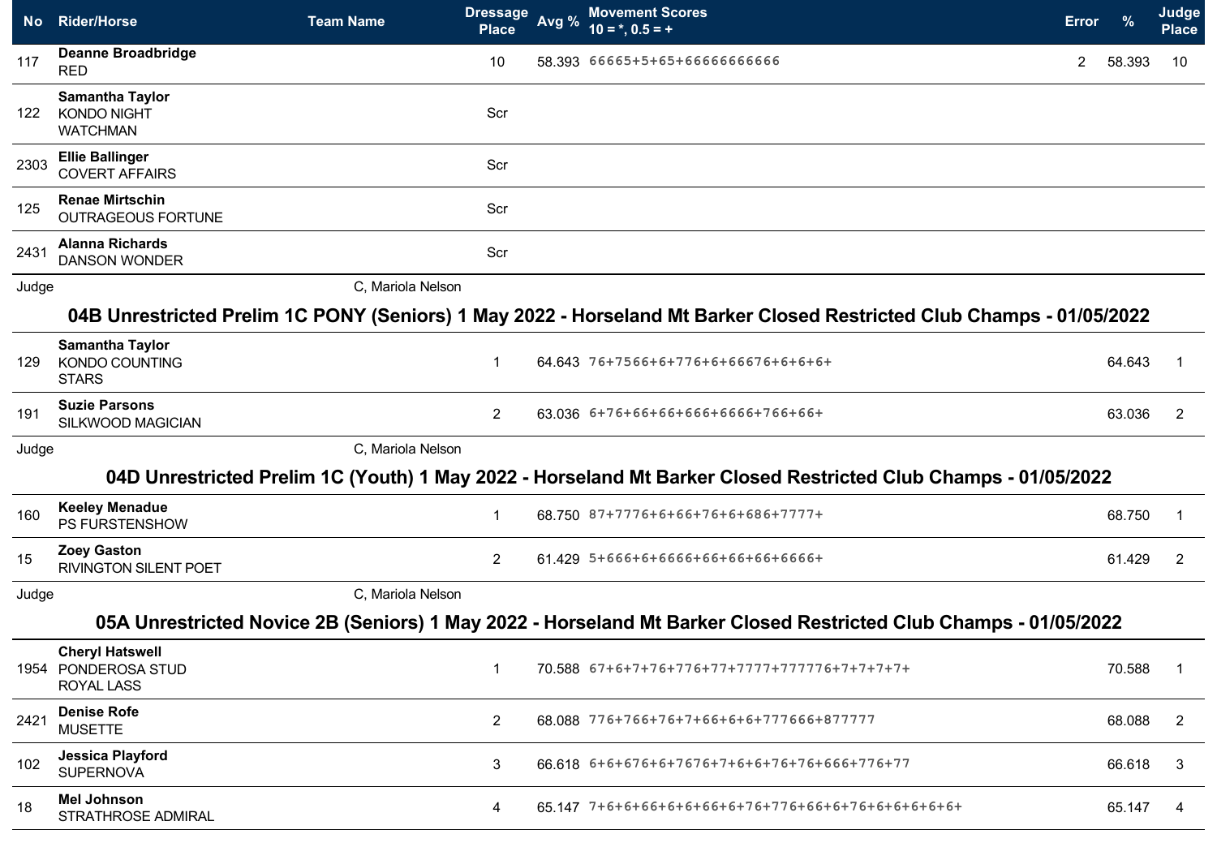| No | Rider/Horse | Team Name | Dressage Place | Avg % | Movement Scores 10 = *, 0.5 = + | Error | % | Judge Place |
|---|---|---|---|---|---|---|---|---|
| 117 | **Deanne Broadbridge** RED | | 10 | 58.393 | 66665+5+65+66666666666 | 2 | 58.393 | 10 |
| 122 | **Samantha Taylor** KONDO NIGHT WATCHMAN | | Scr | | | | | |
| 2303 | **Ellie Ballinger** COVERT AFFAIRS | | Scr | | | | | |
| 125 | **Renae Mirtschin** OUTRAGEOUS FORTUNE | | Scr | | | | | |
| 2431 | **Alanna Richards** DANSON WONDER | | Scr | | | | | |

Judge C, Mariola Nelson

## 04B Unrestricted Prelim 1C PONY (Seniors) 1 May 2022 - Horseland Mt Barker Closed Restricted Club Champs - 01/05/2022

| No | Rider/Horse | Team Name | Dressage Place | Avg % | Movement Scores 10 = *, 0.5 = + | Error | % | Judge Place |
|---|---|---|---|---|---|---|---|---|
| 129 | **Samantha Taylor** KONDO COUNTING STARS | | 1 | 64.643 | 76+7566+6+776+6+66676+6+6+6+ | | 64.643 | 1 |
| 191 | **Suzie Parsons** SILKWOOD MAGICIAN | | 2 | 63.036 | 6+76+66+66+666+6666+766+66+ | | 63.036 | 2 |

Judge C, Mariola Nelson

## 04D Unrestricted Prelim 1C (Youth) 1 May 2022 - Horseland Mt Barker Closed Restricted Club Champs - 01/05/2022

| No | Rider/Horse | Team Name | Dressage Place | Avg % | Movement Scores 10 = *, 0.5 = + | Error | % | Judge Place |
|---|---|---|---|---|---|---|---|---|
| 160 | **Keeley Menadue** PS FURSTENSHOW | | 1 | 68.750 | 87+7776+6+66+76+6+686+7777+ | | 68.750 | 1 |
| 15 | **Zoey Gaston** RIVINGTON SILENT POET | | 2 | 61.429 | 5+666+6+6666+66+66+66+6666+ | | 61.429 | 2 |

Judge C, Mariola Nelson

## 05A Unrestricted Novice 2B (Seniors) 1 May 2022 - Horseland Mt Barker Closed Restricted Club Champs - 01/05/2022

| No | Rider/Horse | Team Name | Dressage Place | Avg % | Movement Scores 10 = *, 0.5 = + | Error | % | Judge Place |
|---|---|---|---|---|---|---|---|---|
| 1954 | **Cheryl Hatswell** PONDEROSA STUD ROYAL LASS | | 1 | 70.588 | 67+6+7+76+776+77+7777+777776+7+7+7+7+ | | 70.588 | 1 |
| 2421 | **Denise Rofe** MUSETTE | | 2 | 68.088 | 776+766+76+7+66+6+6+777666+877777 | | 68.088 | 2 |
| 102 | **Jessica Playford** SUPERNOVA | | 3 | 66.618 | 6+6+676+6+7676+7+6+6+76+76+666+776+77 | | 66.618 | 3 |
| 18 | **Mel Johnson** STRATHROSE ADMIRAL | | 4 | 65.147 | 7+6+6+66+6+6+66+6+76+776+66+6+76+6+6+6+6+6+ | | 65.147 | 4 |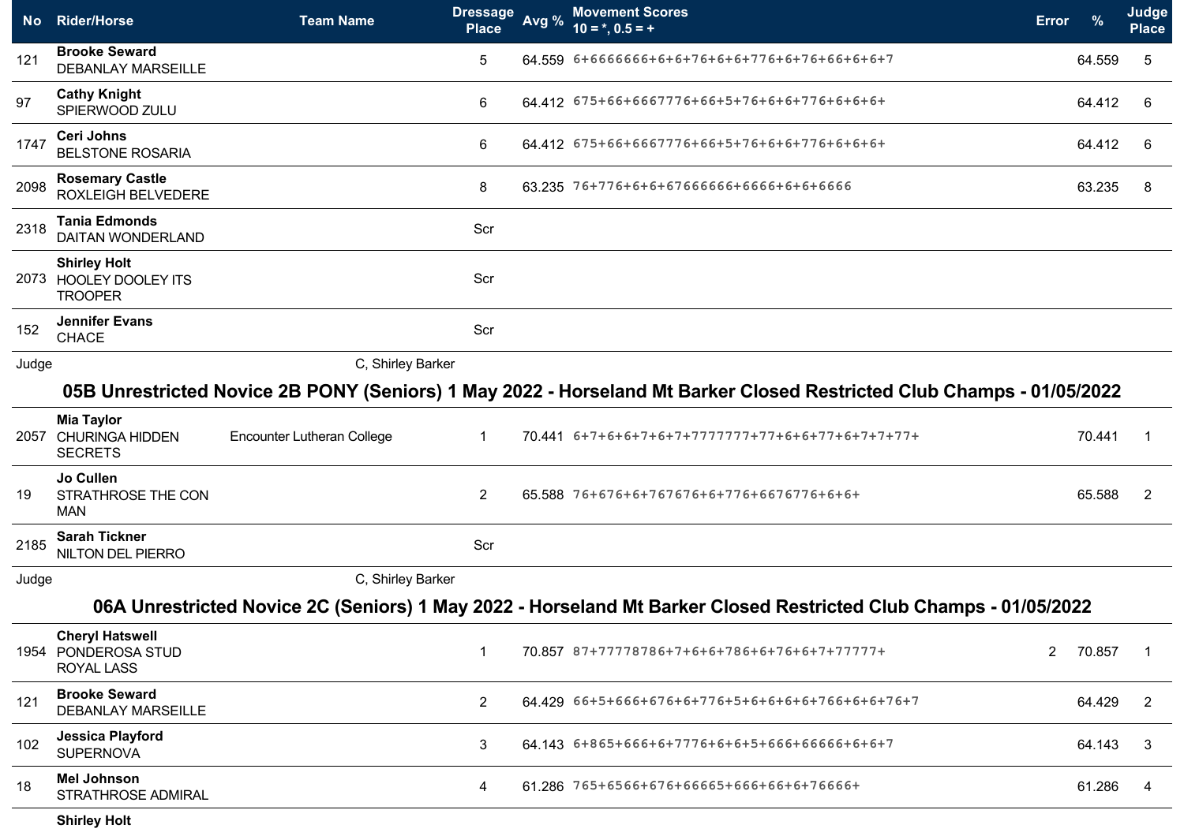| No | Rider/Horse | Team Name | Dressage Place | Avg % | Movement Scores 10 = *, 0.5 = + | Error | % | Judge Place |
|---|---|---|---|---|---|---|---|---|
| 121 | **Brooke Seward** DEBANLAY MARSEILLE | | 5 | 64.559 | 6+6666666+6+6+76+6+6+776+6+76+66+6+6+7 | | 64.559 | 5 |
| 97 | **Cathy Knight** SPIERWOOD ZULU | | 6 | 64.412 | 675+66+6667776+66+5+76+6+6+776+6+6+6+ | | 64.412 | 6 |
| 1747 | **Ceri Johns** BELSTONE ROSARIA | | 6 | 64.412 | 675+66+6667776+66+5+76+6+6+776+6+6+6+ | | 64.412 | 6 |
| 2098 | **Rosemary Castle** ROXLEIGH BELVEDERE | | 8 | 63.235 | 76+776+6+6+67666666+6666+6+6+6666 | | 63.235 | 8 |
| 2318 | **Tania Edmonds** DAITAN WONDERLAND | | Scr | | | | | |
| 2073 | **Shirley Holt** HOOLEY DOOLEY ITS TROOPER | | Scr | | | | | |
| 152 | **Jennifer Evans** CHACE | | Scr | | | | | |
| Judge | | C, Shirley Barker | | | | | | |

## 05B Unrestricted Novice 2B PONY (Seniors) 1 May 2022 - Horseland Mt Barker Closed Restricted Club Champs - 01/05/2022

| No | Rider/Horse | Team Name | Dressage Place | Avg % | Movement Scores 10 = *, 0.5 = + | Error | % | Judge Place |
|---|---|---|---|---|---|---|---|---|
| 2057 | **Mia Taylor** CHURINGA HIDDEN SECRETS | Encounter Lutheran College | 1 | 70.441 | 6+7+6+6+7+6+7+7777777+77+6+6+77+6+7+7+77+ | | 70.441 | 1 |
| 19 | **Jo Cullen** STRATHROSE THE CON MAN | | 2 | 65.588 | 76+676+6+767676+6+776+6676776+6+6+ | | 65.588 | 2 |
| 2185 | **Sarah Tickner** NILTON DEL PIERRO | | Scr | | | | | |
| Judge | | C, Shirley Barker | | | | | | |

## 06A Unrestricted Novice 2C (Seniors) 1 May 2022 - Horseland Mt Barker Closed Restricted Club Champs - 01/05/2022

| No | Rider/Horse | Team Name | Dressage Place | Avg % | Movement Scores 10 = *, 0.5 = + | Error | % | Judge Place |
|---|---|---|---|---|---|---|---|---|
| 1954 | **Cheryl Hatswell** PONDEROSA STUD ROYAL LASS | | 1 | 70.857 | 87+77778786+7+6+6+786+6+76+6+7+77777+ | 2 | 70.857 | 1 |
| 121 | **Brooke Seward** DEBANLAY MARSEILLE | | 2 | 64.429 | 66+5+666+676+6+776+5+6+6+6+6+766+6+6+76+7 | | 64.429 | 2 |
| 102 | **Jessica Playford** SUPERNOVA | | 3 | 64.143 | 6+865+666+6+7776+6+6+5+666+66666+6+6+7 | | 64.143 | 3 |
| 18 | **Mel Johnson** STRATHROSE ADMIRAL | | 4 | 61.286 | 765+6566+676+66665+666+66+6+76666+ | | 61.286 | 4 |
| | **Shirley Holt** | | | | | | | |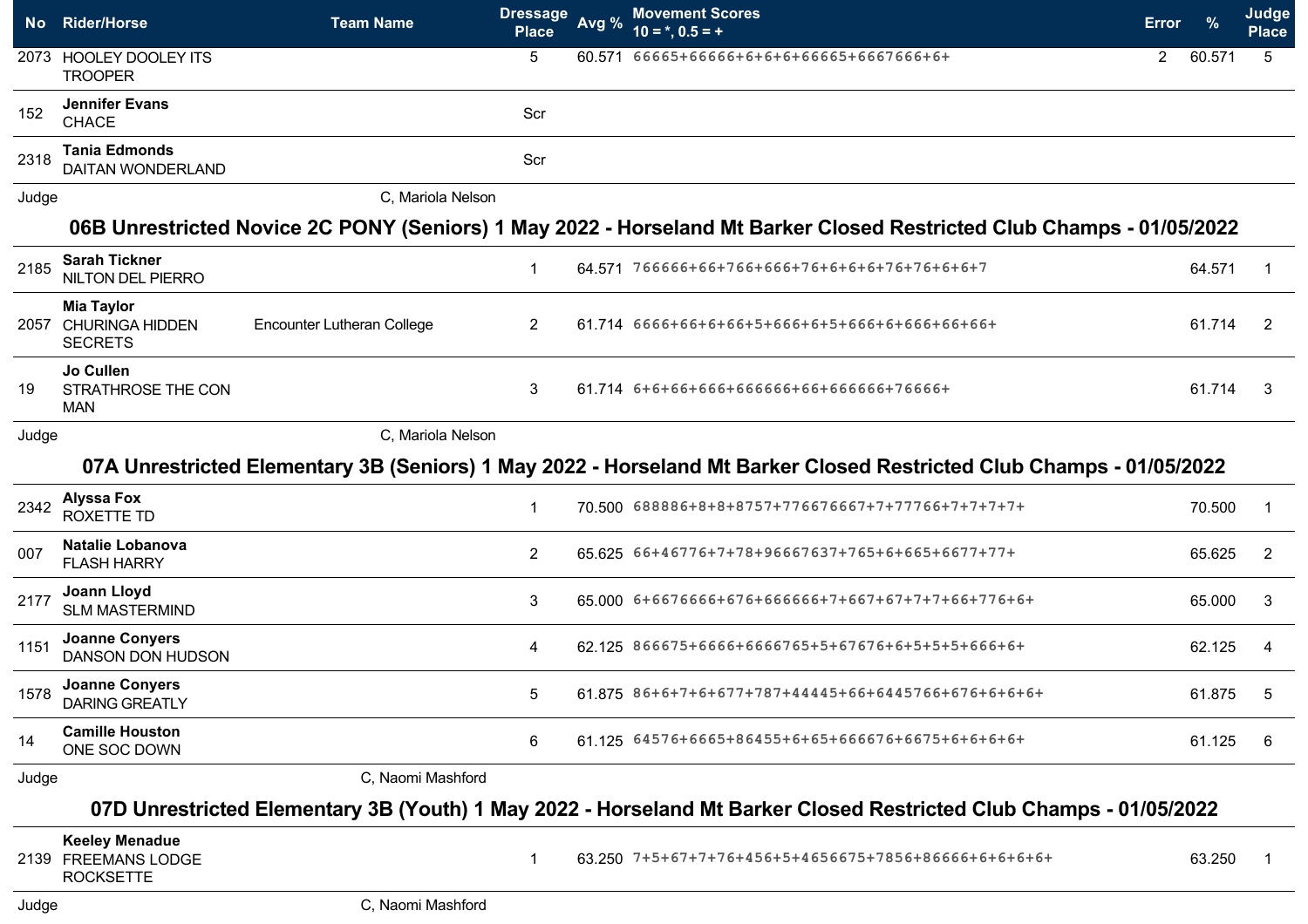| No | Rider/Horse | Team Name | Dressage Place | Avg % | Movement Scores 10 = *, 0.5 = + | Error | % | Judge Place |
|---|---|---|---|---|---|---|---|---|
| 2073 | HOOLEY DOOLEY ITS TROOPER | | 5 | 60.571 | 66665+66666+6+6+6+66665+6667666+6+ | 2 | 60.571 | 5 |
| 152 | **Jennifer Evans** CHACE | | Scr | | | | | |
| 2318 | **Tania Edmonds** DAITAN WONDERLAND | | Scr | | | | | |

Judge C, Mariola Nelson

## 06B Unrestricted Novice 2C PONY (Seniors) 1 May 2022 - Horseland Mt Barker Closed Restricted Club Champs - 01/05/2022

| No | Rider/Horse | Team Name | Dressage Place | Avg % | Movement Scores 10 = *, 0.5 = + | Error | % | Judge Place |
|---|---|---|---|---|---|---|---|---|
| 2185 | **Sarah Tickner** NILTON DEL PIERRO | | 1 | 64.571 | 766666+66+766+666+76+6+6+6+76+76+6+6+7 | | 64.571 | 1 |
| 2057 | **Mia Taylor** CHURINGA HIDDEN SECRETS | Encounter Lutheran College | 2 | 61.714 | 6666+66+6+66+5+666+6+5+666+6+666+66+66+ | | 61.714 | 2 |
| 19 | **Jo Cullen** STRATHROSE THE CON MAN | | 3 | 61.714 | 6+6+66+666+666666+66+666666+76666+ | | 61.714 | 3 |

Judge C, Mariola Nelson

## 07A Unrestricted Elementary 3B (Seniors) 1 May 2022 - Horseland Mt Barker Closed Restricted Club Champs - 01/05/2022

| No | Rider/Horse | Team Name | Dressage Place | Avg % | Movement Scores 10 = *, 0.5 = + | Error | % | Judge Place |
|---|---|---|---|---|---|---|---|---|
| 2342 | **Alyssa Fox** ROXETTE TD | | 1 | 70.500 | 688886+8+8+8757+776676667+7+77766+7+7+7+7+ | | 70.500 | 1 |
| 007 | **Natalie Lobanova** FLASH HARRY | | 2 | 65.625 | 66+46776+7+78+96667637+765+6+665+6677+77+ | | 65.625 | 2 |
| 2177 | **Joann Lloyd** SLM MASTERMIND | | 3 | 65.000 | 6+6676666+676+666666+7+667+67+7+7+66+776+6+ | | 65.000 | 3 |
| 1151 | **Joanne Conyers** DANSON DON HUDSON | | 4 | 62.125 | 866675+6666+6666765+5+67676+6+5+5+5+666+6+ | | 62.125 | 4 |
| 1578 | **Joanne Conyers** DARING GREATLY | | 5 | 61.875 | 86+6+7+6+677+787+44445+66+6445766+676+6+6+6+ | | 61.875 | 5 |
| 14 | **Camille Houston** ONE SOC DOWN | | 6 | 61.125 | 64576+6665+86455+6+65+666676+6675+6+6+6+6+ | | 61.125 | 6 |

Judge C, Naomi Mashford

## 07D Unrestricted Elementary 3B (Youth) 1 May 2022 - Horseland Mt Barker Closed Restricted Club Champs - 01/05/2022

| No | Rider/Horse | Team Name | Dressage Place | Avg % | Movement Scores 10 = *, 0.5 = + | Error | % | Judge Place |
|---|---|---|---|---|---|---|---|---|
| 2139 | **Keeley Menadue** FREEMANS LODGE ROCKSETTE | | 1 | 63.250 | 7+5+67+7+76+456+5+4656675+7856+86666+6+6+6+6+ | | 63.250 | 1 |

Judge C, Naomi Mashford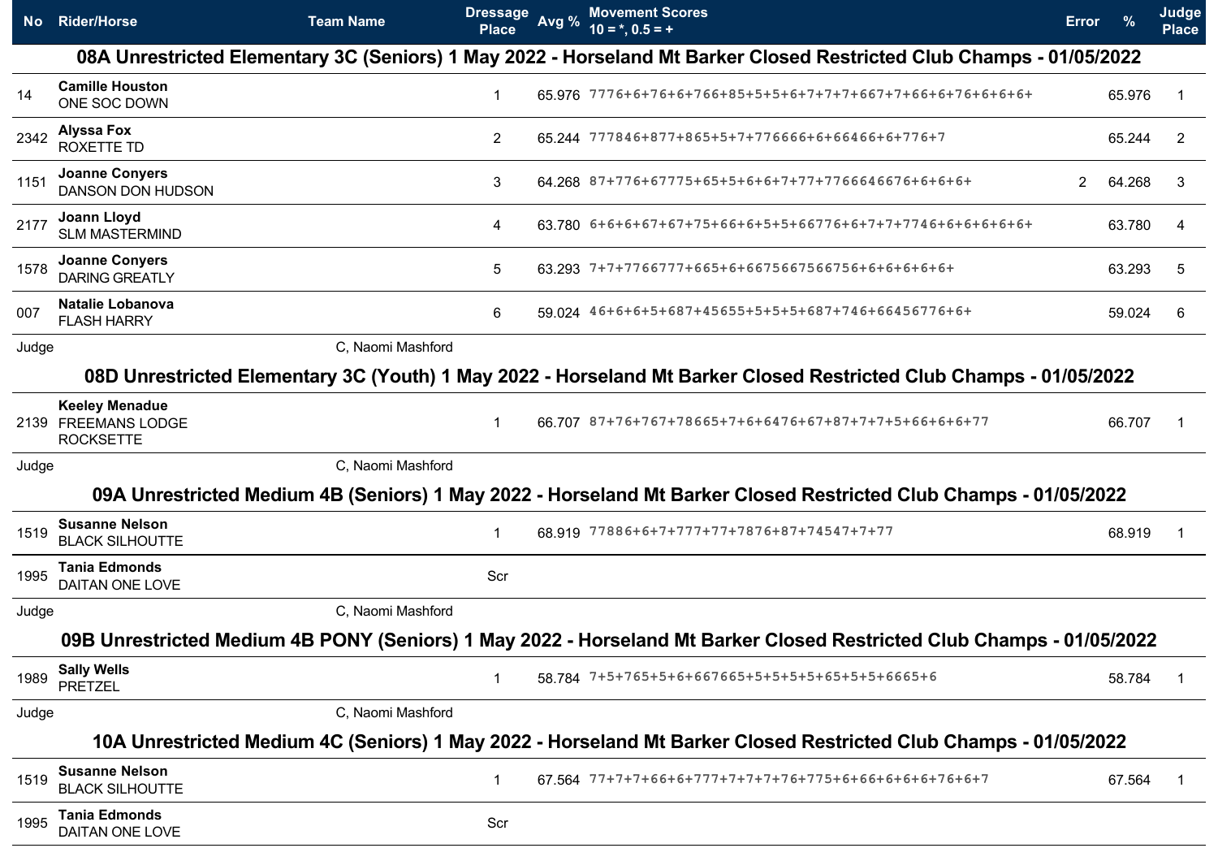| No | Rider/Horse | Team Name | Dressage Place | Avg % | Movement Scores 10 = *, 0.5 = + | Error | % | Judge Place |
|---|---|---|---|---|---|---|---|---|

## 08A Unrestricted Elementary 3C (Seniors) 1 May 2022 - Horseland Mt Barker Closed Restricted Club Champs - 01/05/2022

| No | Rider/Horse | Team Name | Dressage Place | Avg % | Movement Scores 10 = *, 0.5 = + | Error | % | Judge Place |
|---|---|---|---|---|---|---|---|---|
| 14 | **Camille Houston** ONE SOC DOWN | | 1 | 65.976 | 7776+6+76+6+766+85+5+5+6+7+7+7+667+7+66+6+76+6+6+6+ | | 65.976 | 1 |
| 2342 | **Alyssa Fox** ROXETTE TD | | 2 | 65.244 | 777846+877+865+5+7+776666+6+66466+6+776+7 | | 65.244 | 2 |
| 1151 | **Joanne Conyers** DANSON DON HUDSON | | 3 | 64.268 | 87+776+67775+65+5+6+6+7+77+7766646676+6+6+6+ | 2 | 64.268 | 3 |
| 2177 | **Joann Lloyd** SLM MASTERMIND | | 4 | 63.780 | 6+6+6+67+67+75+66+6+5+5+66776+6+7+7+7746+6+6+6+6+6+ | | 63.780 | 4 |
| 1578 | **Joanne Conyers** DARING GREATLY | | 5 | 63.293 | 7+7+7766777+665+6+6675667566756+6+6+6+6+6+ | | 63.293 | 5 |
| 007 | **Natalie Lobanova** FLASH HARRY | | 6 | 59.024 | 46+6+6+5+687+45655+5+5+5+687+746+66456776+6+ | | 59.024 | 6 |

Judge — C, Naomi Mashford

## 08D Unrestricted Elementary 3C (Youth) 1 May 2022 - Horseland Mt Barker Closed Restricted Club Champs - 01/05/2022

| No | Rider/Horse | Team Name | Dressage Place | Avg % | Movement Scores 10 = *, 0.5 = + | Error | % | Judge Place |
|---|---|---|---|---|---|---|---|---|
| 2139 | **Keeley Menadue** FREEMANS LODGE ROCKSETTE | | 1 | 66.707 | 87+76+767+78665+7+6+6476+67+87+7+7+5+66+6+6+77 | | 66.707 | 1 |

Judge — C, Naomi Mashford

## 09A Unrestricted Medium 4B (Seniors) 1 May 2022 - Horseland Mt Barker Closed Restricted Club Champs - 01/05/2022

| No | Rider/Horse | Team Name | Dressage Place | Avg % | Movement Scores 10 = *, 0.5 = + | Error | % | Judge Place |
|---|---|---|---|---|---|---|---|---|
| 1519 | **Susanne Nelson** BLACK SILHOUTTE | | 1 | 68.919 | 77886+6+7+777+77+7876+87+74547+7+77 | | 68.919 | 1 |
| 1995 | **Tania Edmonds** DAITAN ONE LOVE | | Scr | | | | | |

Judge — C, Naomi Mashford

## 09B Unrestricted Medium 4B PONY (Seniors) 1 May 2022 - Horseland Mt Barker Closed Restricted Club Champs - 01/05/2022

| No | Rider/Horse | Team Name | Dressage Place | Avg % | Movement Scores 10 = *, 0.5 = + | Error | % | Judge Place |
|---|---|---|---|---|---|---|---|---|
| 1989 | **Sally Wells** PRETZEL | | 1 | 58.784 | 7+5+765+5+6+667665+5+5+5+65+5+5+6665+6 | | 58.784 | 1 |

Judge — C, Naomi Mashford

## 10A Unrestricted Medium 4C (Seniors) 1 May 2022 - Horseland Mt Barker Closed Restricted Club Champs - 01/05/2022

| No | Rider/Horse | Team Name | Dressage Place | Avg % | Movement Scores 10 = *, 0.5 = + | Error | % | Judge Place |
|---|---|---|---|---|---|---|---|---|
| 1519 | **Susanne Nelson** BLACK SILHOUTTE | | 1 | 67.564 | 77+7+7+66+6+777+7+7+7+76+775+6+66+6+6+76+6+7 | | 67.564 | 1 |
| 1995 | **Tania Edmonds** DAITAN ONE LOVE | | Scr | | | | | |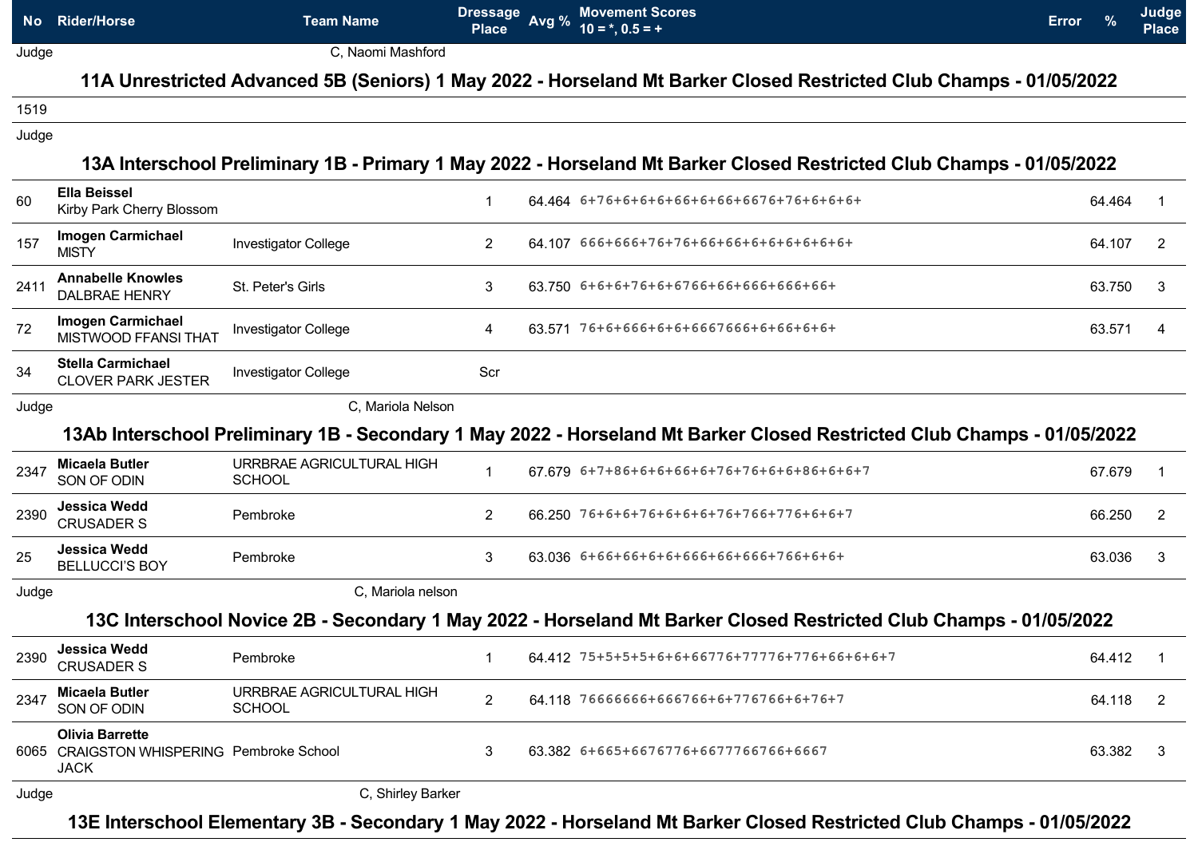| No | Rider/Horse | Team Name | Dressage Place | Avg % | Movement Scores 10 = *, 0.5 = + | Error | % | Judge Place |
|---|---|---|---|---|---|---|---|---|
| Judge | | C, Naomi Mashford | | | | | | |

## 11A Unrestricted Advanced 5B (Seniors) 1 May 2022 - Horseland Mt Barker Closed Restricted Club Champs - 01/05/2022

| No | Rider/Horse | Team Name | Dressage Place | Avg % | Movement Scores 10 = *, 0.5 = + | Error | % | Judge Place |
|---|---|---|---|---|---|---|---|---|
| 1519 | | | | | | | | |
| Judge | | | | | | | | |

## 13A Interschool Preliminary 1B - Primary 1 May 2022 - Horseland Mt Barker Closed Restricted Club Champs - 01/05/2022

| No | Rider/Horse | Team Name | Dressage Place | Avg % | Movement Scores 10 = *, 0.5 = + | Error | % | Judge Place |
|---|---|---|---|---|---|---|---|---|
| 60 | **Ella Beissel** Kirby Park Cherry Blossom | | 1 | 64.464 | 6+76+6+6+6+66+6+66+6676+76+6+6+6+ | | 64.464 | 1 |
| 157 | **Imogen Carmichael** MISTY | Investigator College | 2 | 64.107 | 666+666+76+76+66+66+6+6+6+6+6+6+ | | 64.107 | 2 |
| 2411 | **Annabelle Knowles** DALBRAE HENRY | St. Peter's Girls | 3 | 63.750 | 6+6+6+76+6+6766+66+666+666+66+ | | 63.750 | 3 |
| 72 | **Imogen Carmichael** MISTWOOD FFANSI THAT | Investigator College | 4 | 63.571 | 76+6+666+6+6+6667666+6+66+6+6+ | | 63.571 | 4 |
| 34 | **Stella Carmichael** CLOVER PARK JESTER | Investigator College | Scr | | | | | |
| Judge | | C, Mariola Nelson | | | | | | |

## 13Ab Interschool Preliminary 1B - Secondary 1 May 2022 - Horseland Mt Barker Closed Restricted Club Champs - 01/05/2022

| No | Rider/Horse | Team Name | Dressage Place | Avg % | Movement Scores 10 = *, 0.5 = + | Error | % | Judge Place |
|---|---|---|---|---|---|---|---|---|
| 2347 | **Micaela Butler** SON OF ODIN | URRBRAE AGRICULTURAL HIGH SCHOOL | 1 | 67.679 | 6+7+86+6+6+66+6+76+76+6+6+86+6+6+7 | | 67.679 | 1 |
| 2390 | **Jessica Wedd** CRUSADER S | Pembroke | 2 | 66.250 | 76+6+6+76+6+6+6+76+766+776+6+6+7 | | 66.250 | 2 |
| 25 | **Jessica Wedd** BELLUCCI'S BOY | Pembroke | 3 | 63.036 | 6+66+66+6+6+666+66+666+766+6+6+ | | 63.036 | 3 |
| Judge | | C, Mariola nelson | | | | | | |

## 13C Interschool Novice 2B - Secondary 1 May 2022 - Horseland Mt Barker Closed Restricted Club Champs - 01/05/2022

| No | Rider/Horse | Team Name | Dressage Place | Avg % | Movement Scores 10 = *, 0.5 = + | Error | % | Judge Place |
|---|---|---|---|---|---|---|---|---|
| 2390 | **Jessica Wedd** CRUSADER S | Pembroke | 1 | 64.412 | 75+5+5+5+6+6+66776+77776+776+66+6+6+7 | | 64.412 | 1 |
| 2347 | **Micaela Butler** SON OF ODIN | URRBRAE AGRICULTURAL HIGH SCHOOL | 2 | 64.118 | 76666666+666766+6+776766+6+76+7 | | 64.118 | 2 |
| 6065 | **Olivia Barrette** CRAIGSTON WHISPERING JACK | Pembroke School | 3 | 63.382 | 6+665+6676776+6677766766+6667 | | 63.382 | 3 |
| Judge | | C, Shirley Barker | | | | | | |

## 13E Interschool Elementary 3B - Secondary 1 May 2022 - Horseland Mt Barker Closed Restricted Club Champs - 01/05/2022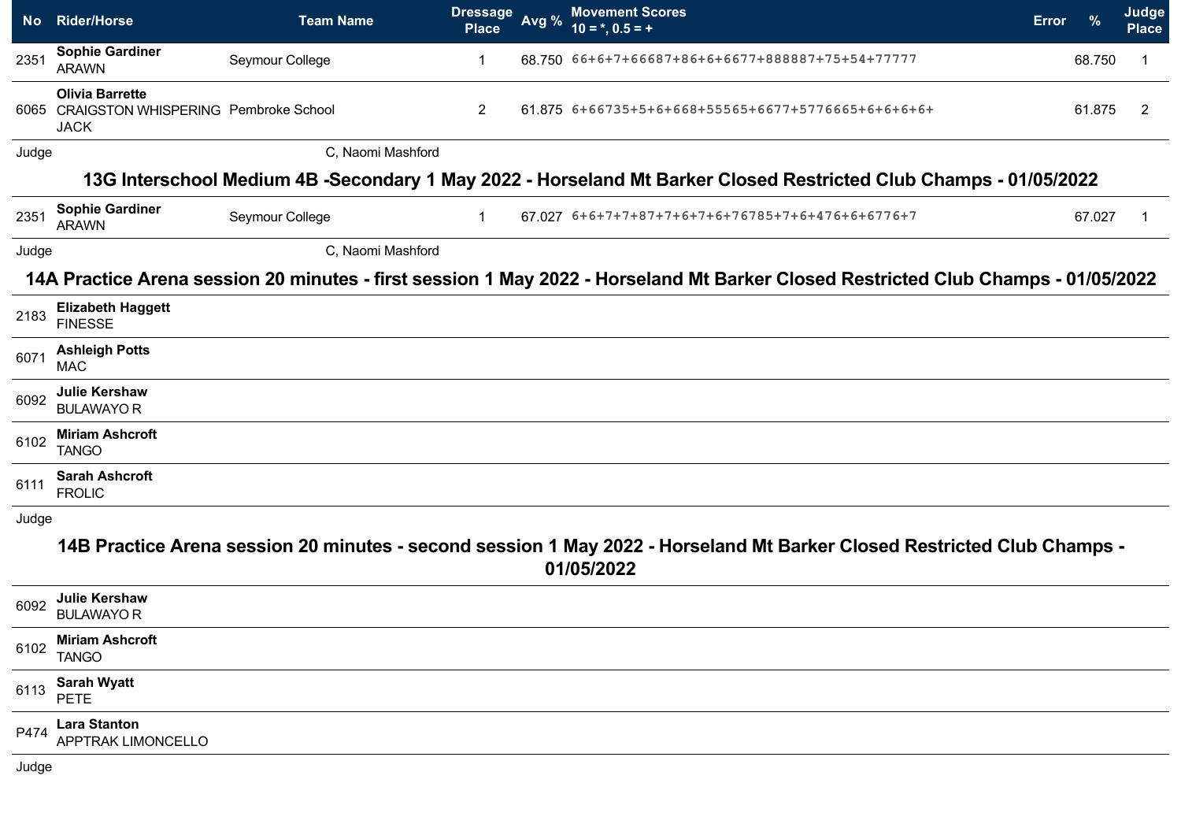| No | Rider/Horse | Team Name | Dressage Place | Avg % | Movement Scores 10 = *, 0.5 = + | Error | % | Judge Place |
|---|---|---|---|---|---|---|---|---|
| 2351 | **Sophie Gardiner** ARAWN | Seymour College | 1 | 68.750 | 66+6+7+66687+86+6+6677+888887+75+54+77777 | | 68.750 | 1 |
| 6065 | **Olivia Barrette** CRAIGSTON WHISPERING JACK | Pembroke School | 2 | 61.875 | 6+66735+5+6+668+55565+6677+5776665+6+6+6+6+ | | 61.875 | 2 |

Judge C, Naomi Mashford

## 13G Interschool Medium 4B -Secondary 1 May 2022 - Horseland Mt Barker Closed Restricted Club Champs - 01/05/2022

| No | Rider/Horse | Team Name | Dressage Place | Avg % | Movement Scores | Error | % | Judge Place |
|---|---|---|---|---|---|---|---|---|
| 2351 | **Sophie Gardiner** ARAWN | Seymour College | 1 | 67.027 | 6+6+7+7+87+7+6+7+6+76785+7+6+476+6+6776+7 | | 67.027 | 1 |

Judge C, Naomi Mashford

## 14A Practice Arena session 20 minutes - first session 1 May 2022 - Horseland Mt Barker Closed Restricted Club Champs - 01/05/2022

| No | Rider/Horse |
|---|---|
| 2183 | **Elizabeth Haggett** FINESSE |
| 6071 | **Ashleigh Potts** MAC |
| 6092 | **Julie Kershaw** BULAWAYO R |
| 6102 | **Miriam Ashcroft** TANGO |
| 6111 | **Sarah Ashcroft** FROLIC |

Judge

## 14B Practice Arena session 20 minutes - second session 1 May 2022 - Horseland Mt Barker Closed Restricted Club Champs - 01/05/2022

| No | Rider/Horse |
|---|---|
| 6092 | **Julie Kershaw** BULAWAYO R |
| 6102 | **Miriam Ashcroft** TANGO |
| 6113 | **Sarah Wyatt** PETE |
| P474 | **Lara Stanton** APPTRAK LIMONCELLO |

Judge